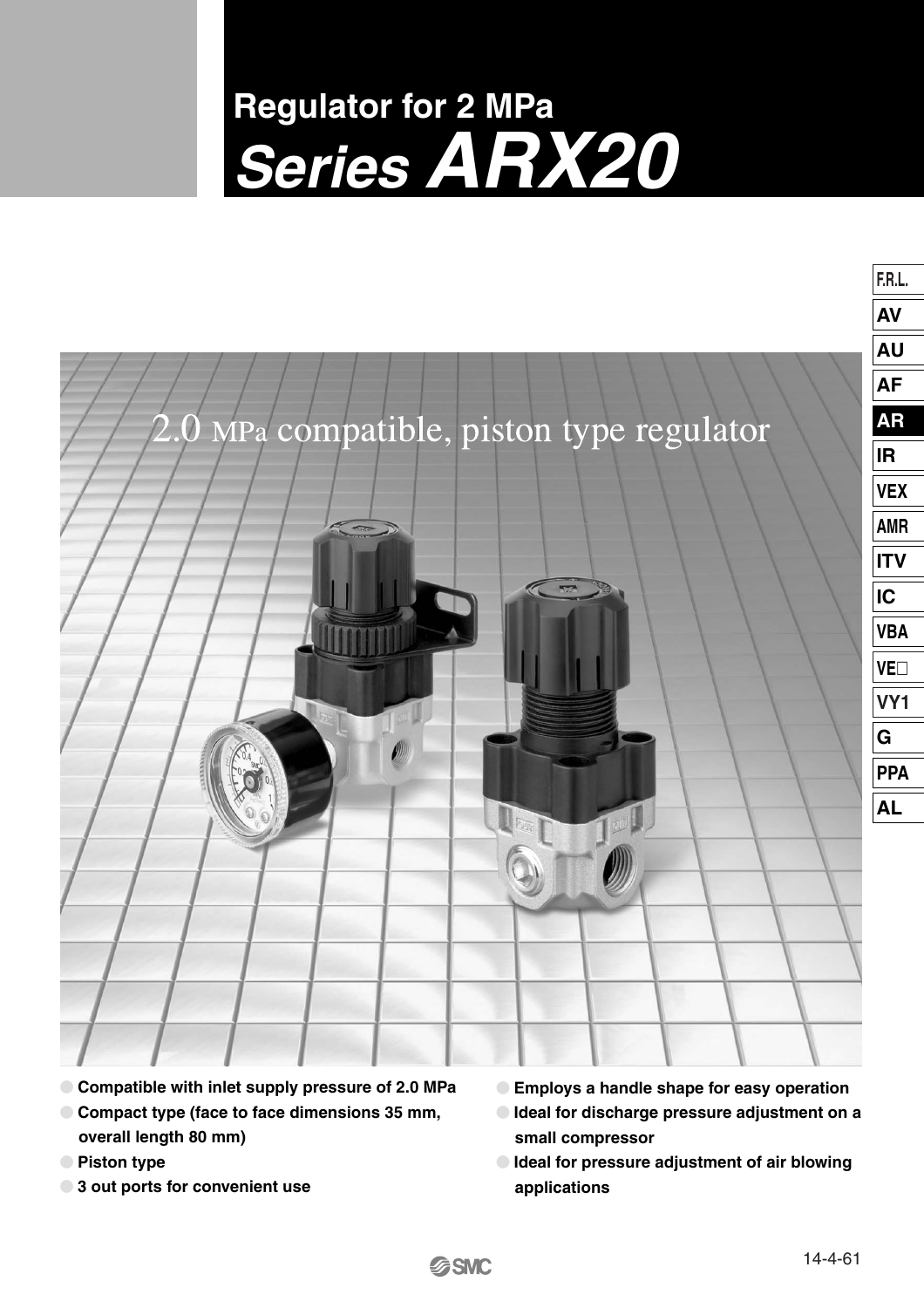# Regulator for 2 MPa

# *Series ARX20*

## 2.0 MPa compatible, piston type regulator

- Compatible with inlet supply pressure of 2.0 MPa
- Compact type (face to face dimensions 35 mm, overall length 80 mm)
- Piston type
- 3 out ports for convenient use
- Employs a handle shape for easy operation
- Ideal for discharge pressure adjustment on a small compressor
- Ideal for pressure adjustment of air blowing applications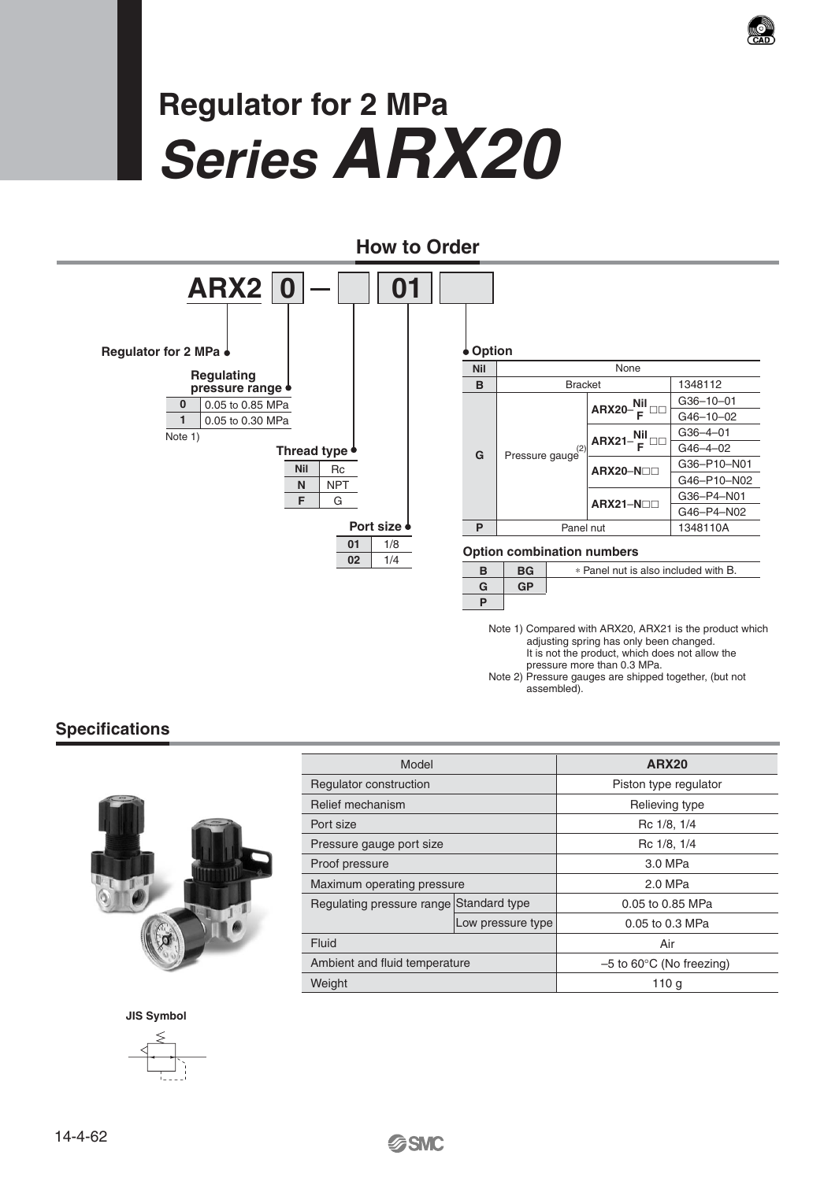# Regulator for 2 MPa
# *Series ARX20*

## How to Order

**ARX2** [0] — [ ] [01] [ ]

**Regulator for 2 MPa**

**Regulating pressure range**

| | |
|---|---|
| **0** | 0.05 to 0.85 MPa |
| **1** | 0.05 to 0.30 MPa |

Note 1)

**Thread type**

| | |
|---|---|
| **Nil** | Rc |
| **N** | NPT |
| **F** | G |

**Port size**

| | |
|---|---|
| **01** | 1/8 |
| **02** | 1/4 |

**Option**

| | | | |
|---|---|---|---|
| **Nil** | None | | |
| **B** | Bracket | | 1348112 |
| **G** | Pressure gauge(2) | ARX20–Nil/F □□ | G36–10–01 |
| | | | G46–10–02 |
| | | ARX21–Nil/F □□ | G36–4–01 |
| | | | G46–4–02 |
| | | ARX20–N□□ | G36–P10–N01 |
| | | | G46–P10–N02 |
| | | ARX21–N□□ | G36–P4–N01 |
| | | | G46–P4–N02 |
| **P** | Panel nut | | 1348110A |

**Option combination numbers**

| | | |
|---|---|---|
| **B** | **BG** | * Panel nut is also included with B. |
| **G** | **GP** | |
| **P** | | |

Note 1) Compared with ARX20, ARX21 is the product which adjusting spring has only been changed.
It is not the product, which does not allow the pressure more than 0.3 MPa.

Note 2) Pressure gauges are shipped together, (but not assembled).

## Specifications

| Model | | ARX20 |
|---|---|---|
| Regulator construction | | Piston type regulator |
| Relief mechanism | | Relieving type |
| Port size | | Rc 1/8, 1/4 |
| Pressure gauge port size | | Rc 1/8, 1/4 |
| Proof pressure | | 3.0 MPa |
| Maximum operating pressure | | 2.0 MPa |
| Regulating pressure range | Standard type | 0.05 to 0.85 MPa |
| | Low pressure type | 0.05 to 0.3 MPa |
| Fluid | | Air |
| Ambient and fluid temperature | | –5 to 60°C (No freezing) |
| Weight | | 110 g |

**JIS Symbol**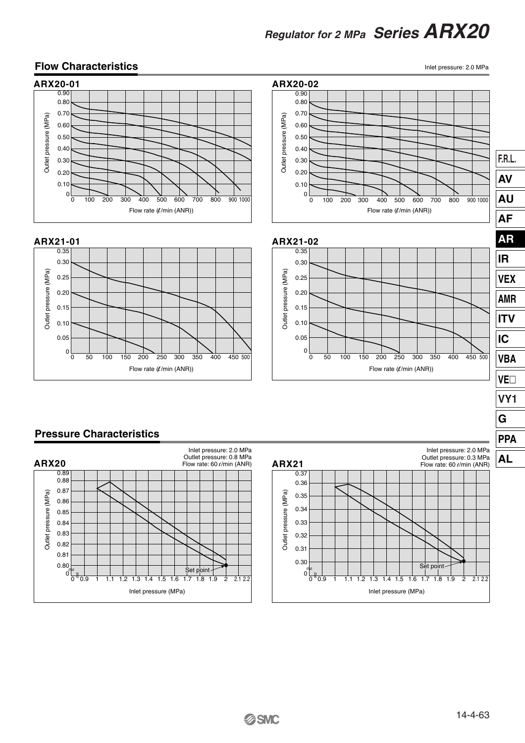## Flow Characteristics

Inlet pressure: 2.0 MPa

### ARX20-01

Outlet pressure (MPa)

Flow rate (ℓ/min (ANR))

### ARX20-02

Outlet pressure (MPa)

Flow rate (ℓ/min (ANR))

### ARX21-01

Outlet pressure (MPa)

Flow rate (ℓ/min (ANR))

### ARX21-02

Outlet pressure (MPa)

Flow rate (ℓ/min (ANR))

## Pressure Characteristics

### ARX20

Inlet pressure: 2.0 MPa
Outlet pressure: 0.8 MPa
Flow rate: 60 ℓ/min (ANR)

Outlet pressure (MPa)

Set point

Inlet pressure (MPa)

### ARX21

Inlet pressure: 2.0 MPa
Outlet pressure: 0.3 MPa
Flow rate: 60 ℓ/min (ANR)

Outlet pressure (MPa)

Set point

Inlet pressure (MPa)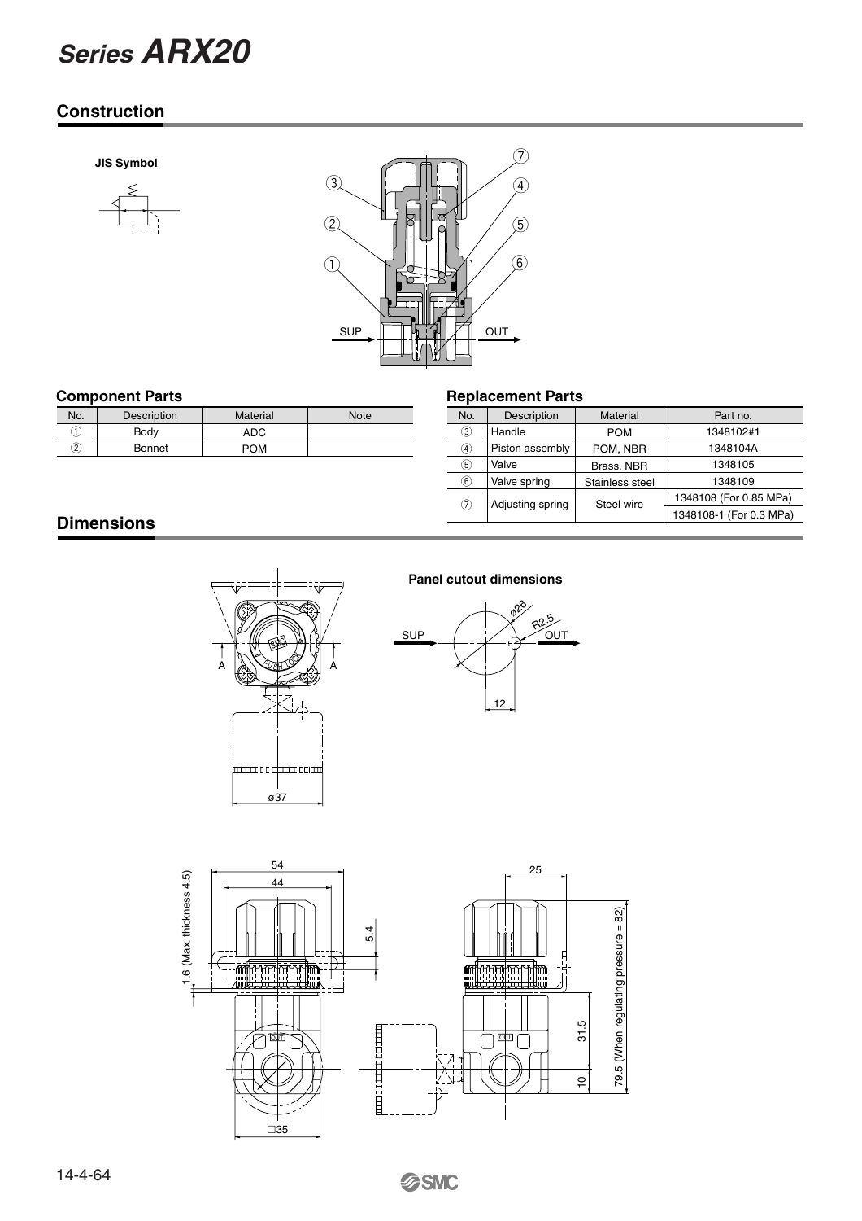# Series ARX20

## Construction

**JIS Symbol**

### Component Parts

| No. | Description | Material | Note |
|---|---|---|---|
| ① | Body | ADC | |
| ② | Bonnet | POM | |

### Replacement Parts

| No. | Description | Material | Part no. |
|---|---|---|---|
| ③ | Handle | POM | 1348102#1 |
| ④ | Piston assembly | POM, NBR | 1348104A |
| ⑤ | Valve | Brass, NBR | 1348105 |
| ⑥ | Valve spring | Stainless steel | 1348109 |
| ⑦ | Adjusting spring | Steel wire | 1348108 (For 0.85 MPa) |
| | | | 1348108-1 (For 0.3 MPa) |

## Dimensions

**Panel cutout dimensions**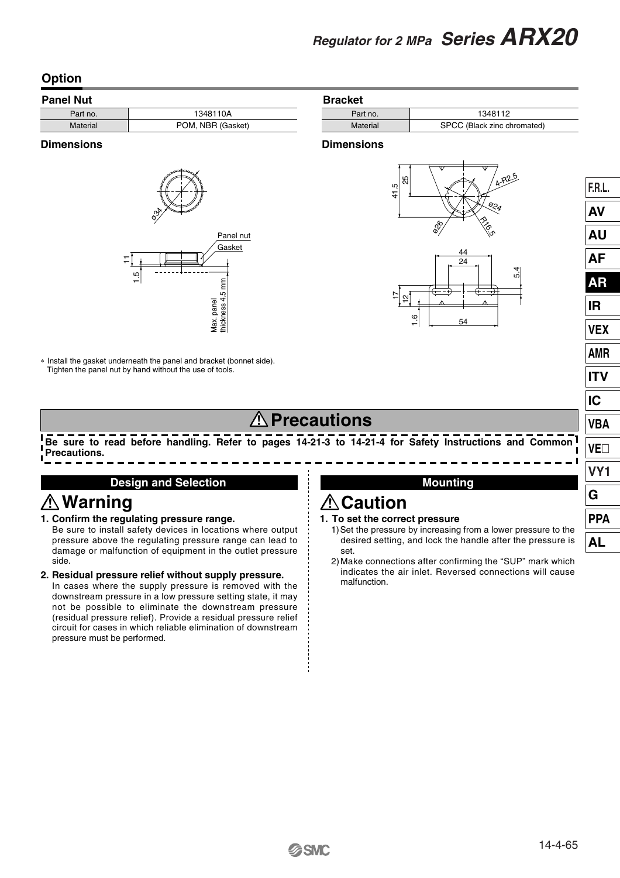## Option

### Panel Nut

| Part no. | 1348110A |
|---|---|
| Material | POM, NBR (Gasket) |

#### Dimensions

∗ Install the gasket underneath the panel and bracket (bonnet side).
Tighten the panel nut by hand without the use of tools.

### Bracket

| Part no. | 1348112 |
|---|---|
| Material | SPCC (Black zinc chromated) |

#### Dimensions

# ⚠ Precautions

**Be sure to read before handling. Refer to pages 14-21-3 to 14-21-4 for Safety Instructions and Common Precautions.**

### Design and Selection

## ⚠ Warning

**1. Confirm the regulating pressure range.**
Be sure to install safety devices in locations where output pressure above the regulating pressure range can lead to damage or malfunction of equipment in the outlet pressure side.

**2. Residual pressure relief without supply pressure.**
In cases where the supply pressure is removed with the downstream pressure in a low pressure setting state, it may not be possible to eliminate the downstream pressure (residual pressure relief). Provide a residual pressure relief circuit for cases in which reliable elimination of downstream pressure must be performed.

### Mounting

## ⚠ Caution

**1. To set the correct pressure**

1) Set the pressure by increasing from a lower pressure to the desired setting, and lock the handle after the pressure is set.
2) Make connections after confirming the "SUP" mark which indicates the air inlet. Reversed connections will cause malfunction.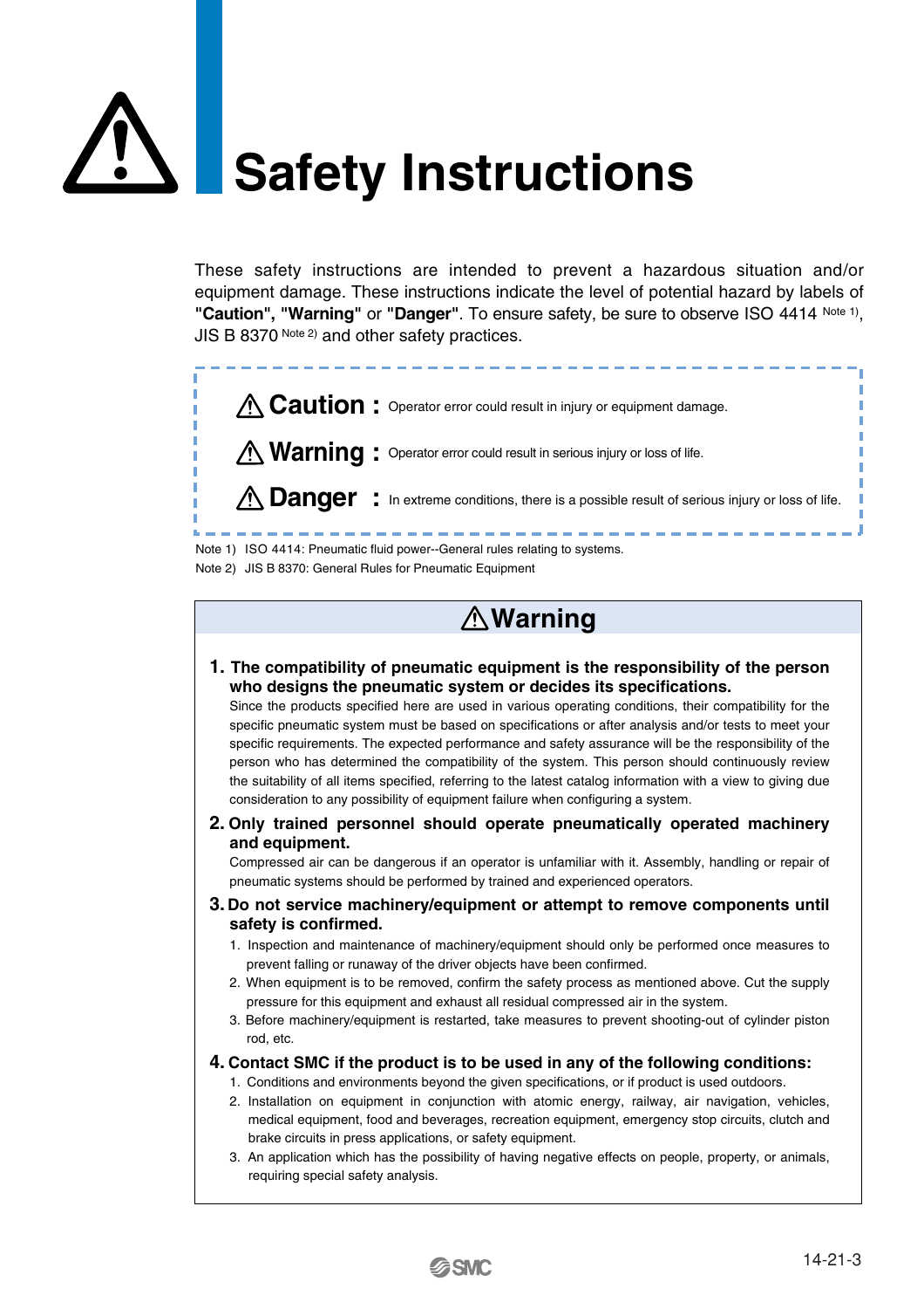# ⚠ Safety Instructions

These safety instructions are intended to prevent a hazardous situation and/or equipment damage. These instructions indicate the level of potential hazard by labels of **"Caution", "Warning"** or **"Danger"**. To ensure safety, be sure to observe ISO 4414 Note 1), JIS B 8370 Note 2) and other safety practices.

**⚠ Caution :** Operator error could result in injury or equipment damage.

**⚠ Warning :** Operator error could result in serious injury or loss of life.

**⚠ Danger :** In extreme conditions, there is a possible result of serious injury or loss of life.

Note 1) ISO 4414: Pneumatic fluid power--General rules relating to systems.
Note 2) JIS B 8370: General Rules for Pneumatic Equipment

## ⚠ Warning

**1. The compatibility of pneumatic equipment is the responsibility of the person who designs the pneumatic system or decides its specifications.**

Since the products specified here are used in various operating conditions, their compatibility for the specific pneumatic system must be based on specifications or after analysis and/or tests to meet your specific requirements. The expected performance and safety assurance will be the responsibility of the person who has determined the compatibility of the system. This person should continuously review the suitability of all items specified, referring to the latest catalog information with a view to giving due consideration to any possibility of equipment failure when configuring a system.

**2. Only trained personnel should operate pneumatically operated machinery and equipment.**

Compressed air can be dangerous if an operator is unfamiliar with it. Assembly, handling or repair of pneumatic systems should be performed by trained and experienced operators.

**3. Do not service machinery/equipment or attempt to remove components until safety is confirmed.**

1. Inspection and maintenance of machinery/equipment should only be performed once measures to prevent falling or runaway of the driver objects have been confirmed.
2. When equipment is to be removed, confirm the safety process as mentioned above. Cut the supply pressure for this equipment and exhaust all residual compressed air in the system.
3. Before machinery/equipment is restarted, take measures to prevent shooting-out of cylinder piston rod, etc.

**4. Contact SMC if the product is to be used in any of the following conditions:**

1. Conditions and environments beyond the given specifications, or if product is used outdoors.
2. Installation on equipment in conjunction with atomic energy, railway, air navigation, vehicles, medical equipment, food and beverages, recreation equipment, emergency stop circuits, clutch and brake circuits in press applications, or safety equipment.
3. An application which has the possibility of having negative effects on people, property, or animals, requiring special safety analysis.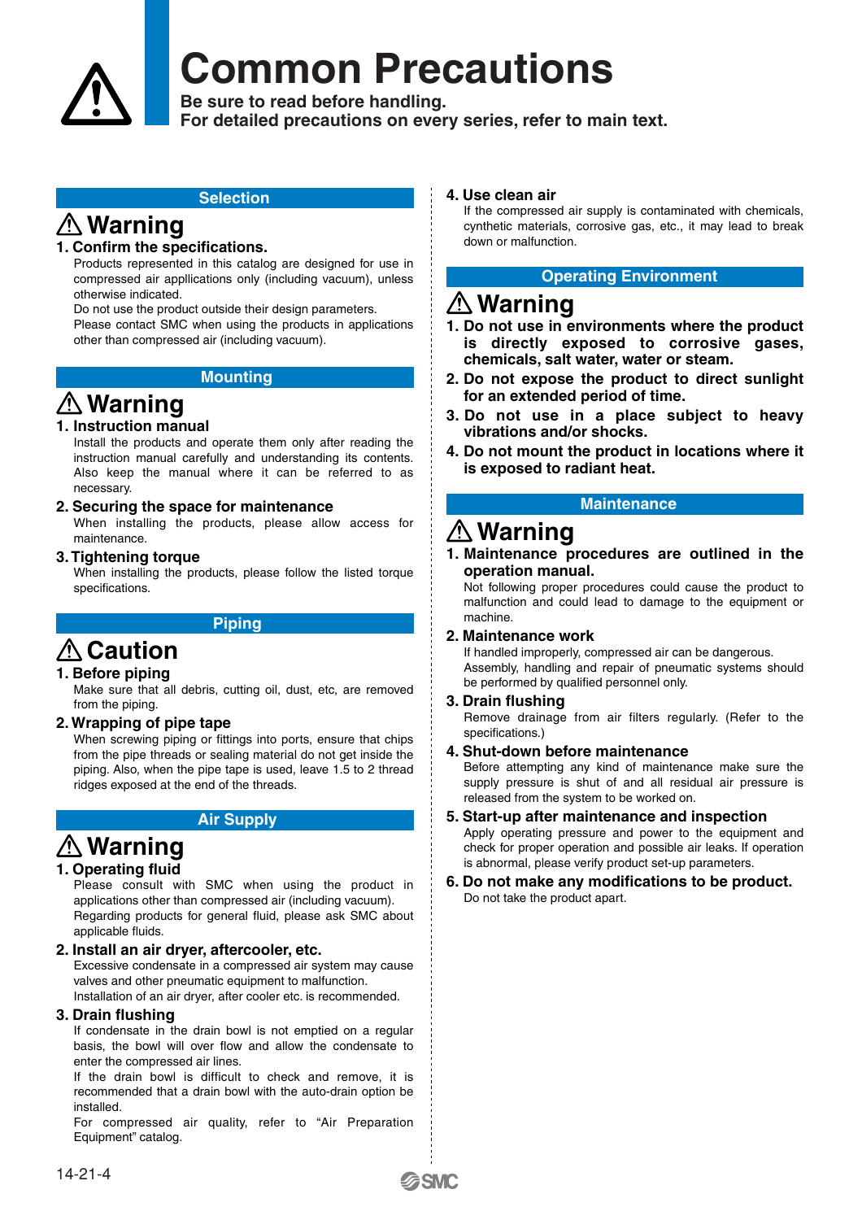# Common Precautions

**Be sure to read before handling.**
**For detailed precautions on every series, refer to main text.**

## Selection

### ⚠ Warning

**1. Confirm the specifications.**

Products represented in this catalog are designed for use in compressed air appllications only (including vacuum), unless otherwise indicated.
Do not use the product outside their design parameters.
Please contact SMC when using the products in applications other than compressed air (including vacuum).

## Mounting

### ⚠ Warning

**1. Instruction manual**

Install the products and operate them only after reading the instruction manual carefully and understanding its contents. Also keep the manual where it can be referred to as necessary.

**2. Securing the space for maintenance**

When installing the products, please allow access for maintenance.

**3. Tightening torque**

When installing the products, please follow the listed torque specifications.

## Piping

### ⚠ Caution

**1. Before piping**

Make sure that all debris, cutting oil, dust, etc, are removed from the piping.

**2. Wrapping of pipe tape**

When screwing piping or fittings into ports, ensure that chips from the pipe threads or sealing material do not get inside the piping. Also, when the pipe tape is used, leave 1.5 to 2 thread ridges exposed at the end of the threads.

## Air Supply

### ⚠ Warning

**1. Operating fluid**

Please consult with SMC when using the product in applications other than compressed air (including vacuum).
Regarding products for general fluid, please ask SMC about applicable fluids.

**2. Install an air dryer, aftercooler, etc.**

Excessive condensate in a compressed air system may cause valves and other pneumatic equipment to malfunction.
Installation of an air dryer, after cooler etc. is recommended.

**3. Drain flushing**

If condensate in the drain bowl is not emptied on a regular basis, the bowl will over flow and allow the condensate to enter the compressed air lines.
If the drain bowl is difficult to check and remove, it is recommended that a drain bowl with the auto-drain option be installed.
For compressed air quality, refer to “Air Preparation Equipment” catalog.

**4. Use clean air**

If the compressed air supply is contaminated with chemicals, cynthetic materials, corrosive gas, etc., it may lead to break down or malfunction.

## Operating Environment

### ⚠ Warning

**1. Do not use in environments where the product is directly exposed to corrosive gases, chemicals, salt water, water or steam.**

**2. Do not expose the product to direct sunlight for an extended period of time.**

**3. Do not use in a place subject to heavy vibrations and/or shocks.**

**4. Do not mount the product in locations where it is exposed to radiant heat.**

## Maintenance

### ⚠ Warning

**1. Maintenance procedures are outlined in the operation manual.**

Not following proper procedures could cause the product to malfunction and could lead to damage to the equipment or machine.

**2. Maintenance work**

If handled improperly, compressed air can be dangerous.
Assembly, handling and repair of pneumatic systems should be performed by qualified personnel only.

**3. Drain flushing**

Remove drainage from air filters regularly. (Refer to the specifications.)

**4. Shut-down before maintenance**

Before attempting any kind of maintenance make sure the supply pressure is shut of and all residual air pressure is released from the system to be worked on.

**5. Start-up after maintenance and inspection**

Apply operating pressure and power to the equipment and check for proper operation and possible air leaks. If operation is abnormal, please verify product set-up parameters.

**6. Do not make any modifications to be product.**

Do not take the product apart.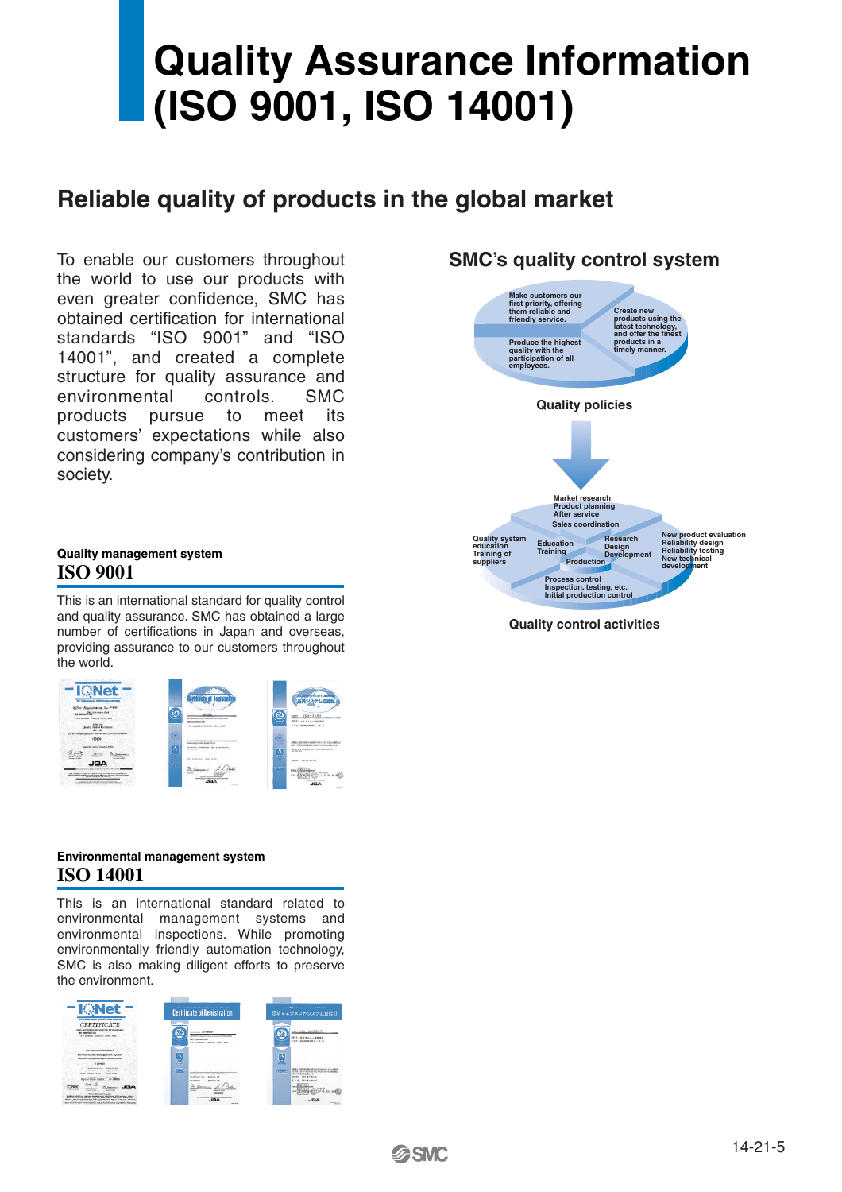# Quality Assurance Information (ISO 9001, ISO 14001)

## Reliable quality of products in the global market

To enable our customers throughout the world to use our products with even greater confidence, SMC has obtained certification for international standards "ISO 9001" and "ISO 14001", and created a complete structure for quality assurance and environmental controls. SMC products pursue to meet its customers' expectations while also considering company's contribution in society.

### Quality management system

## ISO 9001

This is an international standard for quality control and quality assurance. SMC has obtained a large number of certifications in Japan and overseas, providing assurance to our customers throughout the world.

### Environmental management system

## ISO 14001

This is an international standard related to environmental management systems and environmental inspections. While promoting environmentally friendly automation technology, SMC is also making diligent efforts to preserve the environment.

### SMC's quality control system

Make customers our first priority, offering them reliable and friendly service.

Create new products using the latest technology, and offer the finest products in a timely manner.

Produce the highest quality with the participation of all employees.

Quality policies

Market research
Product planning
After service
Sales coordination

Quality system education
Training of suppliers

Education
Training

Research
Design
Development

Production

New product evaluation
Reliability design
Reliability testing
New technical development

Process control
Inspection, testing, etc.
Initial production control

Quality control activities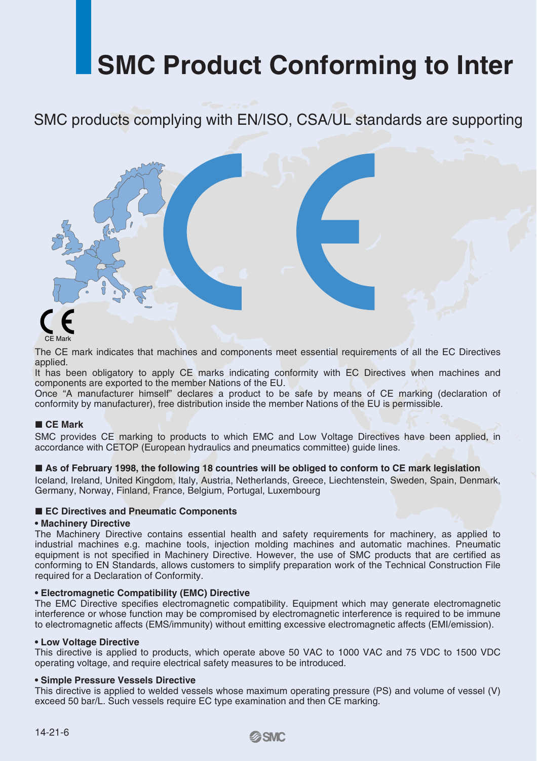# SMC Product Conforming to Inter

SMC products complying with EN/ISO, CSA/UL standards are supporting

CE Mark

The CE mark indicates that machines and components meet essential requirements of all the EC Directives applied.
It has been obligatory to apply CE marks indicating conformity with EC Directives when machines and components are exported to the member Nations of the EU.
Once “A manufacturer himself” declares a product to be safe by means of CE marking (declaration of conformity by manufacturer), free distribution inside the member Nations of the EU is permissible.

## ■ CE Mark

SMC provides CE marking to products to which EMC and Low Voltage Directives have been applied, in accordance with CETOP (European hydraulics and pneumatics committee) guide lines.

## ■ As of February 1998, the following 18 countries will be obliged to conform to CE mark legislation

Iceland, Ireland, United Kingdom, Italy, Austria, Netherlands, Greece, Liechtenstein, Sweden, Spain, Denmark, Germany, Norway, Finland, France, Belgium, Portugal, Luxembourg

## ■ EC Directives and Pneumatic Components

**• Machinery Directive**

The Machinery Directive contains essential health and safety requirements for machinery, as applied to industrial machines e.g. machine tools, injection molding machines and automatic machines. Pneumatic equipment is not specified in Machinery Directive. However, the use of SMC products that are certified as conforming to EN Standards, allows customers to simplify preparation work of the Technical Construction File required for a Declaration of Conformity.

**• Electromagnetic Compatibility (EMC) Directive**

The EMC Directive specifies electromagnetic compatibility. Equipment which may generate electromagnetic interference or whose function may be compromised by electromagnetic interference is required to be immune to electromagnetic affects (EMS/immunity) without emitting excessive electromagnetic affects (EMI/emission).

**• Low Voltage Directive**

This directive is applied to products, which operate above 50 VAC to 1000 VAC and 75 VDC to 1500 VDC operating voltage, and require electrical safety measures to be introduced.

**• Simple Pressure Vessels Directive**

This directive is applied to welded vessels whose maximum operating pressure (PS) and volume of vessel (V) exceed 50 bar/L. Such vessels require EC type examination and then CE marking.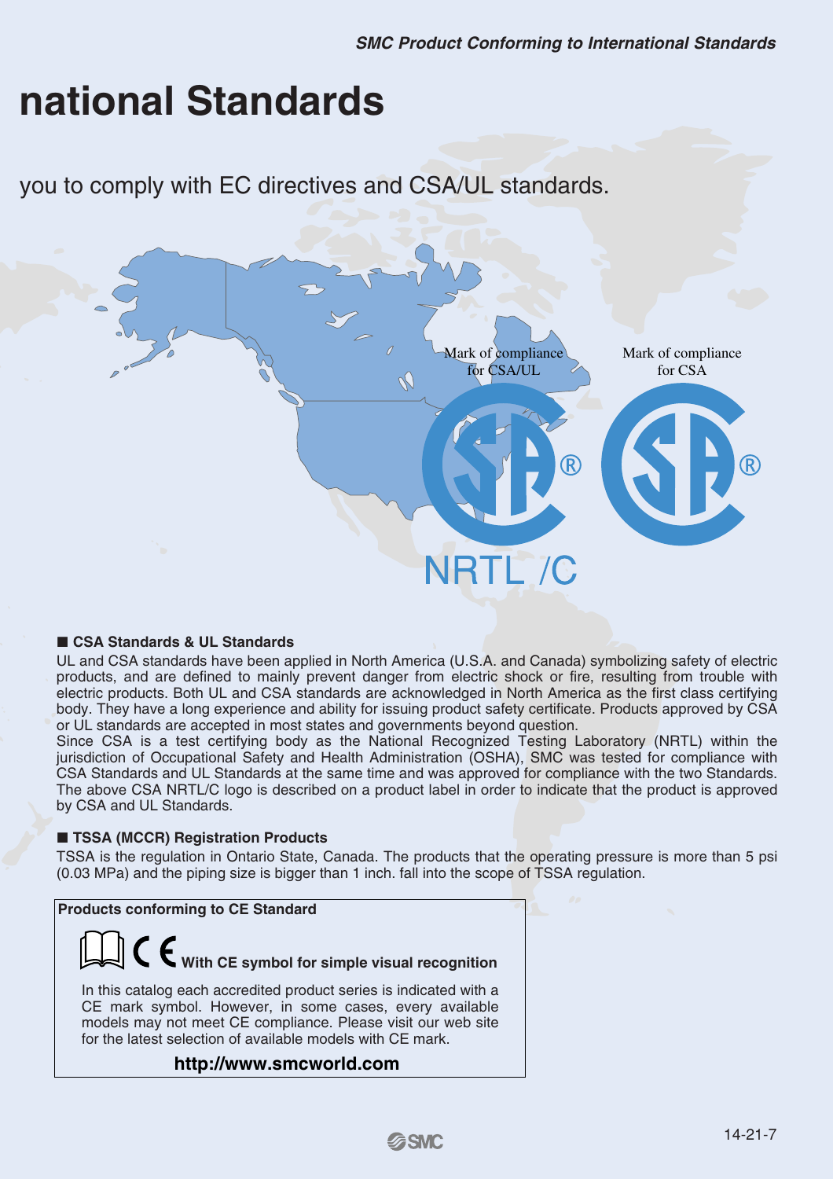# national Standards

you to comply with EC directives and CSA/UL standards.

Mark of compliance for CSA/UL

NRTL /C

Mark of compliance for CSA

### ■ CSA Standards & UL Standards

UL and CSA standards have been applied in North America (U.S.A. and Canada) symbolizing safety of electric products, and are defined to mainly prevent danger from electric shock or fire, resulting from trouble with electric products. Both UL and CSA standards are acknowledged in North America as the first class certifying body. They have a long experience and ability for issuing product safety certificate. Products approved by CSA or UL standards are accepted in most states and governments beyond question.
Since CSA is a test certifying body as the National Recognized Testing Laboratory (NRTL) within the jurisdiction of Occupational Safety and Health Administration (OSHA), SMC was tested for compliance with CSA Standards and UL Standards at the same time and was approved for compliance with the two Standards. The above CSA NRTL/C logo is described on a product label in order to indicate that the product is approved by CSA and UL Standards.

### ■ TSSA (MCCR) Registration Products

TSSA is the regulation in Ontario State, Canada. The products that the operating pressure is more than 5 psi (0.03 MPa) and the piping size is bigger than 1 inch. fall into the scope of TSSA regulation.

**Products conforming to CE Standard**

CE **With CE symbol for simple visual recognition**

In this catalog each accredited product series is indicated with a CE mark symbol. However, in some cases, every available models may not meet CE compliance. Please visit our web site for the latest selection of available models with CE mark.

**http://www.smcworld.com**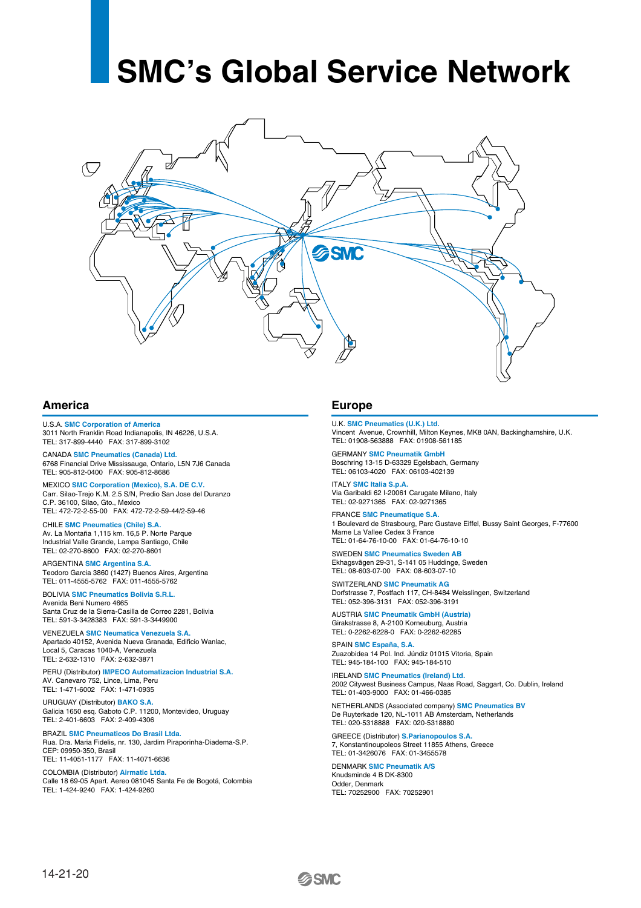# SMC's Global Service Network

## America

U.S.A. **SMC Corporation of America**
3011 North Franklin Road Indianapolis, IN 46226, U.S.A.
TEL: 317-899-4440 FAX: 317-899-3102

CANADA **SMC Pneumatics (Canada) Ltd.**
6768 Financial Drive Mississauga, Ontario, L5N 7J6 Canada
TEL: 905-812-0400 FAX: 905-812-8686

MEXICO **SMC Corporation (Mexico), S.A. DE C.V.**
Carr. Silao-Trejo K.M. 2.5 S/N, Predio San Jose del Duranzo
C.P. 36100, Silao, Gto., Mexico
TEL: 472-72-2-55-00 FAX: 472-72-2-59-44/2-59-46

CHILE **SMC Pneumatics (Chile) S.A.**
Av. La Montaña 1,115 km. 16,5 P. Norte Parque
Industrial Valle Grande, Lampa Santiago, Chile
TEL: 02-270-8600 FAX: 02-270-8601

ARGENTINA **SMC Argentina S.A.**
Teodoro Garcia 3860 (1427) Buenos Aires, Argentina
TEL: 011-4555-5762 FAX: 011-4555-5762

BOLIVIA **SMC Pneumatics Bolivia S.R.L.**
Avenida Beni Numero 4665
Santa Cruz de la Sierra-Casilla de Correo 2281, Bolivia
TEL: 591-3-3428383 FAX: 591-3-3449900

VENEZUELA **SMC Neumatica Venezuela S.A.**
Apartado 40152, Avenida Nueva Granada, Edificio Wanlac,
Local 5, Caracas 1040-A, Venezuela
TEL: 2-632-1310 FAX: 2-632-3871

PERU (Distributor) **IMPECO Automatizacion Industrial S.A.**
AV. Canevaro 752, Lince, Lima, Peru
TEL: 1-471-6002 FAX: 1-471-0935

URUGUAY (Distributor) **BAKO S.A.**
Galicia 1650 esq. Gaboto C.P. 11200, Montevideo, Uruguay
TEL: 2-401-6603 FAX: 2-409-4306

BRAZIL **SMC Pneumaticos Do Brasil Ltda.**
Rua. Dra. Maria Fidelis, nr. 130, Jardim Piraporinha-Diadema-S.P.
CEP: 09950-350, Brasil
TEL: 11-4051-1177 FAX: 11-4071-6636

COLOMBIA (Distributor) **Airmatic Ltda.**
Calle 18 69-05 Apart. Aereo 081045 Santa Fe de Bogotá, Colombia
TEL: 1-424-9240 FAX: 1-424-9260

## Europe

U.K. **SMC Pneumatics (U.K.) Ltd.**
Vincent Avenue, Crownhill, Milton Keynes, MK8 0AN, Backinghamshire, U.K.
TEL: 01908-563888 FAX: 01908-561185

GERMANY **SMC Pneumatik GmbH**
Boschring 13-15 D-63329 Egelsbach, Germany
TEL: 06103-4020 FAX: 06103-402139

ITALY **SMC Italia S.p.A.**
Via Garibaldi 62 I-20061 Carugate Milano, Italy
TEL: 02-9271365 FAX: 02-9271365

FRANCE **SMC Pneumatique S.A.**
1 Boulevard de Strasbourg, Parc Gustave Eiffel, Bussy Saint Georges, F-77600
Marne La Vallee Cedex 3 France
TEL: 01-64-76-10-00 FAX: 01-64-76-10-10

SWEDEN **SMC Pneumatics Sweden AB**
Ekhagsvägen 29-31, S-141 05 Huddinge, Sweden
TEL: 08-603-07-00 FAX: 08-603-07-10

SWITZERLAND **SMC Pneumatik AG**
Dorfstrasse 7, Postfach 117, CH-8484 Weisslingen, Switzerland
TEL: 052-396-3131 FAX: 052-396-3191

AUSTRIA **SMC Pneumatik GmbH (Austria)**
Girakstrasse 8, A-2100 Korneuburg, Austria
TEL: 0-2262-6228-0 FAX: 0-2262-62285

SPAIN **SMC España, S.A.**
Zuazobidea 14 Pol. Ind. Júndiz 01015 Vitoria, Spain
TEL: 945-184-100 FAX: 945-184-510

IRELAND **SMC Pneumatics (Ireland) Ltd.**
2002 Citywest Business Campus, Naas Road, Saggart, Co. Dublin, Ireland
TEL: 01-403-9000 FAX: 01-466-0385

NETHERLANDS (Associated company) **SMC Pneumatics BV**
De Ruyterkade 120, NL-1011 AB Amsterdam, Netherlands
TEL: 020-5318888 FAX: 020-5318880

GREECE (Distributor) **S.Parianopoulos S.A.**
7, Konstantinoupoleos Street 11855 Athens, Greece
TEL: 01-3426076 FAX: 01-3455578

DENMARK **SMC Pneumatik A/S**
Knudsminde 4 B DK-8300
Odder, Denmark
TEL: 70252900 FAX: 70252901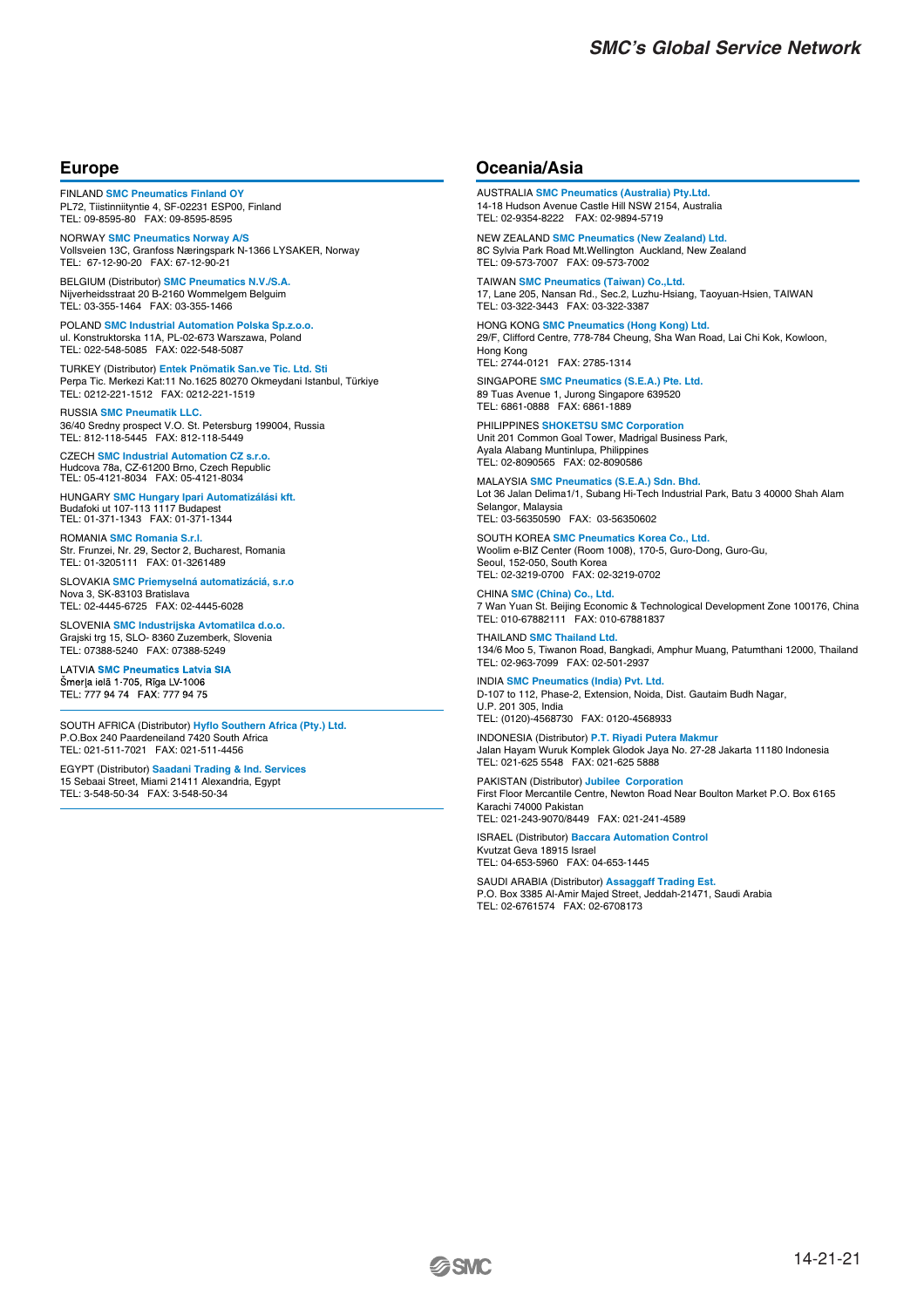# SMC's Global Service Network

## Europe

FINLAND **SMC Pneumatics Finland OY**
PL72, Tiistinniityntie 4, SF-02231 ESP00, Finland
TEL: 09-8595-80 FAX: 09-8595-8595

NORWAY **SMC Pneumatics Norway A/S**
Vollsveien 13C, Granfoss Næringspark N-1366 LYSAKER, Norway
TEL: 67-12-90-20 FAX: 67-12-90-21

BELGIUM (Distributor) **SMC Pneumatics N.V./S.A.**
Nijverheidsstraat 20 B-2160 Wommelgem Belguim
TEL: 03-355-1464 FAX: 03-355-1466

POLAND **SMC Industrial Automation Polska Sp.z.o.o.**
ul. Konstruktorska 11A, PL-02-673 Warszawa, Poland
TEL: 022-548-5085 FAX: 022-548-5087

TURKEY (Distributor) **Entek Pnömatik San.ve Tic. Ltd. Sti**
Perpa Tic. Merkezi Kat:11 No.1625 80270 Okmeydani Istanbul, Türkiye
TEL: 0212-221-1512 FAX: 0212-221-1519

RUSSIA **SMC Pneumatik LLC.**
36/40 Sredny prospect V.O. St. Petersburg 199004, Russia
TEL: 812-118-5445 FAX: 812-118-5449

CZECH **SMC Industrial Automation CZ s.r.o.**
Hudcova 78a, CZ-61200 Brno, Czech Republic
TEL: 05-4121-8034 FAX: 05-4121-8034

HUNGARY **SMC Hungary Ipari Automatizálási kft.**
Budafoki ut 107-113 1117 Budapest
TEL: 01-371-1343 FAX: 01-371-1344

ROMANIA **SMC Romania S.r.l.**
Str. Frunzei, Nr. 29, Sector 2, Bucharest, Romania
TEL: 01-3205111 FAX: 01-3261489

SLOVAKIA **SMC Priemyselná automatizáciá, s.r.o**
Nova 3, SK-83103 Bratislava
TEL: 02-4445-6725 FAX: 02-4445-6028

SLOVENIA **SMC Industrijska Avtomatilca d.o.o.**
Grajski trg 15, SLO- 8360 Zuzemberk, Slovenia
TEL: 07388-5240 FAX: 07388-5249

LATVIA **SMC Pneumatics Latvia SIA**
Šmerļa ielā 1-705, Rīga LV-1006
TEL: 777 94 74 FAX: 777 94 75

---

SOUTH AFRICA (Distributor) **Hyflo Southern Africa (Pty.) Ltd.**
P.O.Box 240 Paardeneiland 7420 South Africa
TEL: 021-511-7021 FAX: 021-511-4456

EGYPT (Distributor) **Saadani Trading & Ind. Services**
15 Sebaai Street, Miami 21411 Alexandria, Egypt
TEL: 3-548-50-34 FAX: 3-548-50-34

## Oceania/Asia

AUSTRALIA **SMC Pneumatics (Australia) Pty.Ltd.**
14-18 Hudson Avenue Castle Hill NSW 2154, Australia
TEL: 02-9354-8222 FAX: 02-9894-5719

NEW ZEALAND **SMC Pneumatics (New Zealand) Ltd.**
8C Sylvia Park Road Mt.Wellington Auckland, New Zealand
TEL: 09-573-7007 FAX: 09-573-7002

TAIWAN **SMC Pneumatics (Taiwan) Co.,Ltd.**
17, Lane 205, Nansan Rd., Sec.2, Luzhu-Hsiang, Taoyuan-Hsien, TAIWAN
TEL: 03-322-3443 FAX: 03-322-3387

HONG KONG **SMC Pneumatics (Hong Kong) Ltd.**
29/F, Clifford Centre, 778-784 Cheung, Sha Wan Road, Lai Chi Kok, Kowloon, Hong Kong
TEL: 2744-0121 FAX: 2785-1314

SINGAPORE **SMC Pneumatics (S.E.A.) Pte. Ltd.**
89 Tuas Avenue 1, Jurong Singapore 639520
TEL: 6861-0888 FAX: 6861-1889

PHILIPPINES **SHOKETSU SMC Corporation**
Unit 201 Common Goal Tower, Madrigal Business Park,
Ayala Alabang Muntinlupa, Philippines
TEL: 02-8090565 FAX: 02-8090586

MALAYSIA **SMC Pneumatics (S.E.A.) Sdn. Bhd.**
Lot 36 Jalan Delima1/1, Subang Hi-Tech Industrial Park, Batu 3 40000 Shah Alam Selangor, Malaysia
TEL: 03-56350590 FAX: 03-56350602

SOUTH KOREA **SMC Pneumatics Korea Co., Ltd.**
Woolim e-BIZ Center (Room 1008), 170-5, Guro-Dong, Guro-Gu,
Seoul, 152-050, South Korea
TEL: 02-3219-0700 FAX: 02-3219-0702

CHINA **SMC (China) Co., Ltd.**
7 Wan Yuan St. Beijing Economic & Technological Development Zone 100176, China
TEL: 010-67882111 FAX: 010-67881837

THAILAND **SMC Thailand Ltd.**
134/6 Moo 5, Tiwanon Road, Bangkadi, Amphur Muang, Patumthani 12000, Thailand
TEL: 02-963-7099 FAX: 02-501-2937

INDIA **SMC Pneumatics (India) Pvt. Ltd.**
D-107 to 112, Phase-2, Extension, Noida, Dist. Gautaim Budh Nagar,
U.P. 201 305, India
TEL: (0120)-4568730 FAX: 0120-4568933

INDONESIA (Distributor) **P.T. Riyadi Putera Makmur**
Jalan Hayam Wuruk Komplek Glodok Jaya No. 27-28 Jakarta 11180 Indonesia
TEL: 021-625 5548 FAX: 021-625 5888

PAKISTAN (Distributor) **Jubilee Corporation**
First Floor Mercantile Centre, Newton Road Near Boulton Market P.O. Box 6165
Karachi 74000 Pakistan
TEL: 021-243-9070/8449 FAX: 021-241-4589

ISRAEL (Distributor) **Baccara Automation Control**
Kvutzat Geva 18915 Israel
TEL: 04-653-5960 FAX: 04-653-1445

SAUDI ARABIA (Distributor) **Assaggaff Trading Est.**
P.O. Box 3385 Al-Amir Majed Street, Jeddah-21471, Saudi Arabia
TEL: 02-6761574 FAX: 02-6708173